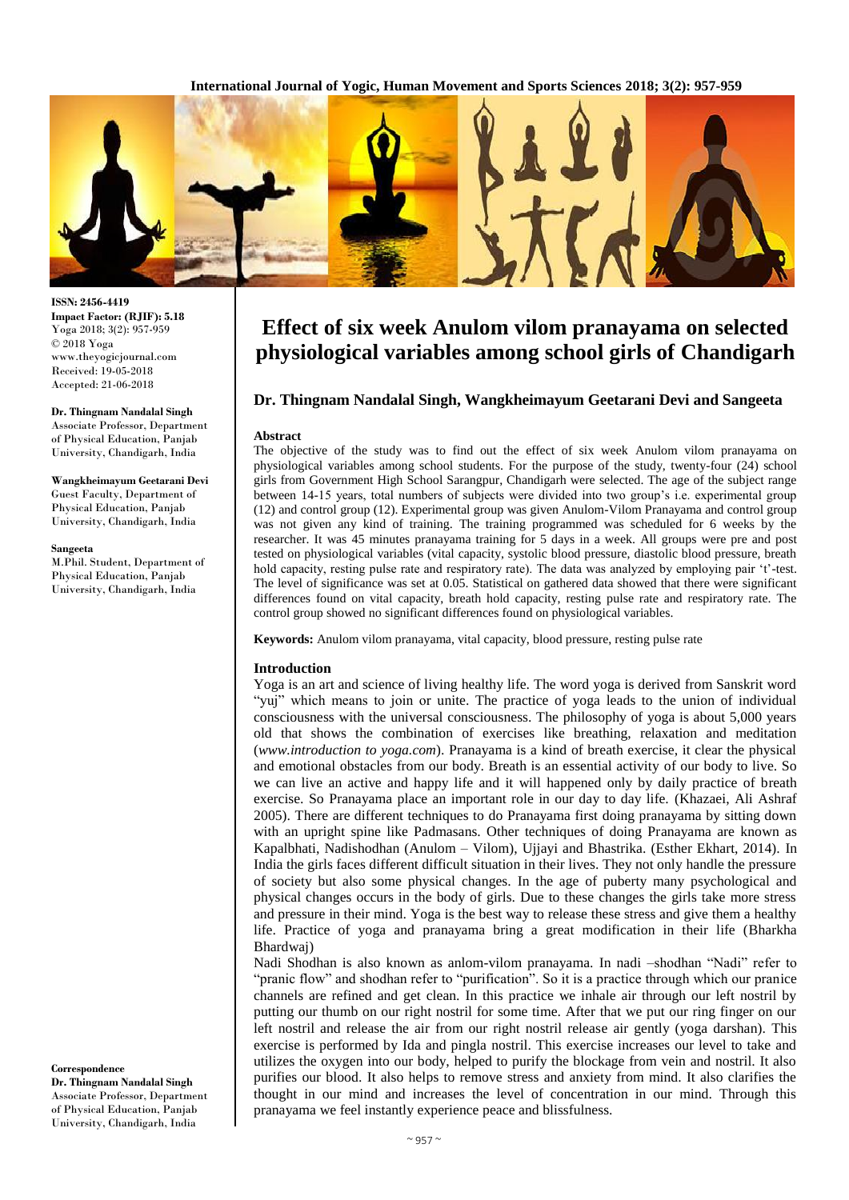ISSN: 2456-4419
**Impact Factor: (RJIF): 5.18**
Yoga 2018; 3(2): 957-959
© 2018 Yoga
www.theyogicjournal.com
Received: 19-05-2018
Accepted: 21-06-2018

**Dr. Thingnam Nandalal Singh**
Associate Professor, Department of Physical Education, Panjab University, Chandigarh, India

**Wangkheimayum Geetarani Devi**
Guest Faculty, Department of Physical Education, Panjab University, Chandigarh, India

**Sangeeta**
M.Phil. Student, Department of Physical Education, Panjab University, Chandigarh, India

**Correspondence**
**Dr. Thingnam Nandalal Singh**
Associate Professor, Department of Physical Education, Panjab University, Chandigarh, India

# Effect of six week Anulom vilom pranayama on selected physiological variables among school girls of Chandigarh

## Dr. Thingnam Nandalal Singh, Wangkheimayum Geetarani Devi and Sangeeta

### Abstract

The objective of the study was to find out the effect of six week Anulom vilom pranayama on physiological variables among school students. For the purpose of the study, twenty-four (24) school girls from Government High School Sarangpur, Chandigarh were selected. The age of the subject range between 14-15 years, total numbers of subjects were divided into two group's i.e. experimental group (12) and control group (12). Experimental group was given Anulom-Vilom Pranayama and control group was not given any kind of training. The training programmed was scheduled for 6 weeks by the researcher. It was 45 minutes pranayama training for 5 days in a week. All groups were pre and post tested on physiological variables (vital capacity, systolic blood pressure, diastolic blood pressure, breath hold capacity, resting pulse rate and respiratory rate). The data was analyzed by employing pair 't'-test. The level of significance was set at 0.05. Statistical on gathered data showed that there were significant differences found on vital capacity, breath hold capacity, resting pulse rate and respiratory rate. The control group showed no significant differences found on physiological variables.

**Keywords:** Anulom vilom pranayama, vital capacity, blood pressure, resting pulse rate

### Introduction

Yoga is an art and science of living healthy life. The word yoga is derived from Sanskrit word "yuj" which means to join or unite. The practice of yoga leads to the union of individual consciousness with the universal consciousness. The philosophy of yoga is about 5,000 years old that shows the combination of exercises like breathing, relaxation and meditation (*www.introduction to yoga.com*). Pranayama is a kind of breath exercise, it clear the physical and emotional obstacles from our body. Breath is an essential activity of our body to live. So we can live an active and happy life and it will happened only by daily practice of breath exercise. So Pranayama place an important role in our day to day life. (Khazaei, Ali Ashraf 2005). There are different techniques to do Pranayama first doing pranayama by sitting down with an upright spine like Padmasans. Other techniques of doing Pranayama are known as Kapalbhati, Nadishodhan (Anulom – Vilom), Ujjayi and Bhastrika. (Esther Ekhart, 2014). In India the girls faces different difficult situation in their lives. They not only handle the pressure of society but also some physical changes. In the age of puberty many psychological and physical changes occurs in the body of girls. Due to these changes the girls take more stress and pressure in their mind. Yoga is the best way to release these stress and give them a healthy life. Practice of yoga and pranayama bring a great modification in their life (Bharkha Bhardwaj)

Nadi Shodhan is also known as anlom-vilom pranayama. In nadi –shodhan "Nadi" refer to "pranic flow" and shodhan refer to "purification". So it is a practice through which our pranice channels are refined and get clean. In this practice we inhale air through our left nostril by putting our thumb on our right nostril for some time. After that we put our ring finger on our left nostril and release the air from our right nostril release air gently (yoga darshan). This exercise is performed by Ida and pingla nostril. This exercise increases our level to take and utilizes the oxygen into our body, helped to purify the blockage from vein and nostril. It also purifies our blood. It also helps to remove stress and anxiety from mind. It also clarifies the thought in our mind and increases the level of concentration in our mind. Through this pranayama we feel instantly experience peace and blissfulness.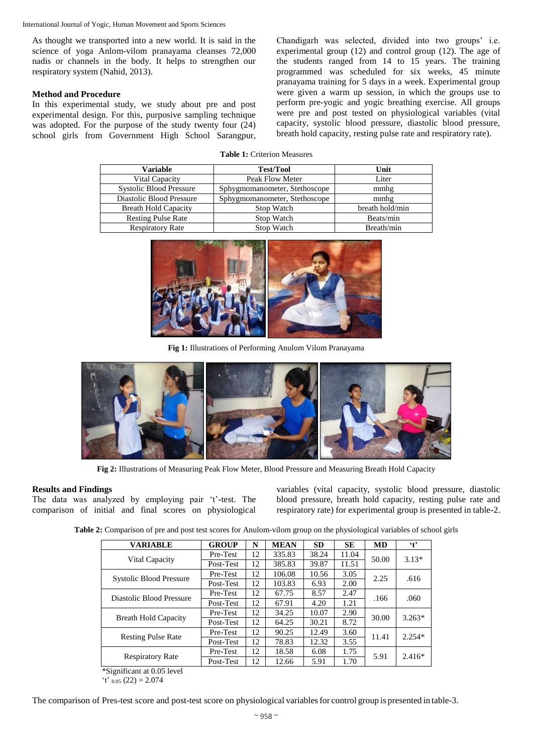As thought we transported into a new world. It is said in the science of yoga Anlom-vilom pranayama cleanses 72,000 nadis or channels in the body. It helps to strengthen our respiratory system (Nahid, 2013).

### Method and Procedure

In this experimental study, we study about pre and post experimental design. For this, purposive sampling technique was adopted. For the purpose of the study twenty four (24) school girls from Government High School Sarangpur, Chandigarh was selected, divided into two groups' i.e. experimental group (12) and control group (12). The age of the students ranged from 14 to 15 years. The training programmed was scheduled for six weeks, 45 minute pranayama training for 5 days in a week. Experimental group were given a warm up session, in which the groups use to perform pre-yogic and yogic breathing exercise. All groups were pre and post tested on physiological variables (vital capacity, systolic blood pressure, diastolic blood pressure, breath hold capacity, resting pulse rate and respiratory rate).

**Table 1:** Criterion Measures

| Variable | Test/Tool | Unit |
|---|---|---|
| Vital Capacity | Peak Flow Meter | Liter |
| Systolic Blood Pressure | Sphygmomanometer, Stethoscope | mmhg |
| Diastolic Blood Pressure | Sphygmomanometer, Stethoscope | mmhg |
| Breath Hold Capacity | Stop Watch | breath hold/min |
| Resting Pulse Rate | Stop Watch | Beats/min |
| Respiratory Rate | Stop Watch | Breath/min |

**Fig 1:** Illustrations of Performing Anulom Vilom Pranayama

**Fig 2:** Illustrations of Measuring Peak Flow Meter, Blood Pressure and Measuring Breath Hold Capacity

### Results and Findings

The data was analyzed by employing pair 't'-test. The comparison of initial and final scores on physiological variables (vital capacity, systolic blood pressure, diastolic blood pressure, breath hold capacity, resting pulse rate and respiratory rate) for experimental group is presented in table-2.

**Table 2:** Comparison of pre and post test scores for Anulom-vilom group on the physiological variables of school girls

| VARIABLE | GROUP | N | MEAN | SD | SE | MD | 't' |
|---|---|---|---|---|---|---|---|
| Vital Capacity | Pre-Test | 12 | 335.83 | 38.24 | 11.04 | 50.00 | 3.13* |
| | Post-Test | 12 | 385.83 | 39.87 | 11.51 | | |
| Systolic Blood Pressure | Pre-Test | 12 | 106.08 | 10.56 | 3.05 | 2.25 | .616 |
| | Post-Test | 12 | 103.83 | 6.93 | 2.00 | | |
| Diastolic Blood Pressure | Pre-Test | 12 | 67.75 | 8.57 | 2.47 | .166 | .060 |
| | Post-Test | 12 | 67.91 | 4.20 | 1.21 | | |
| Breath Hold Capacity | Pre-Test | 12 | 34.25 | 10.07 | 2.90 | 30.00 | 3.263* |
| | Post-Test | 12 | 64.25 | 30.21 | 8.72 | | |
| Resting Pulse Rate | Pre-Test | 12 | 90.25 | 12.49 | 3.60 | 11.41 | 2.254* |
| | Post-Test | 12 | 78.83 | 12.32 | 3.55 | | |
| Respiratory Rate | Pre-Test | 12 | 18.58 | 6.08 | 1.75 | 5.91 | 2.416* |
| | Post-Test | 12 | 12.66 | 5.91 | 1.70 | | |

*Significant at 0.05 level

$'t'_{0.05}(22) = 2.074$

The comparison of Pres-test score and post-test score on physiological variables for control group is presented in table-3.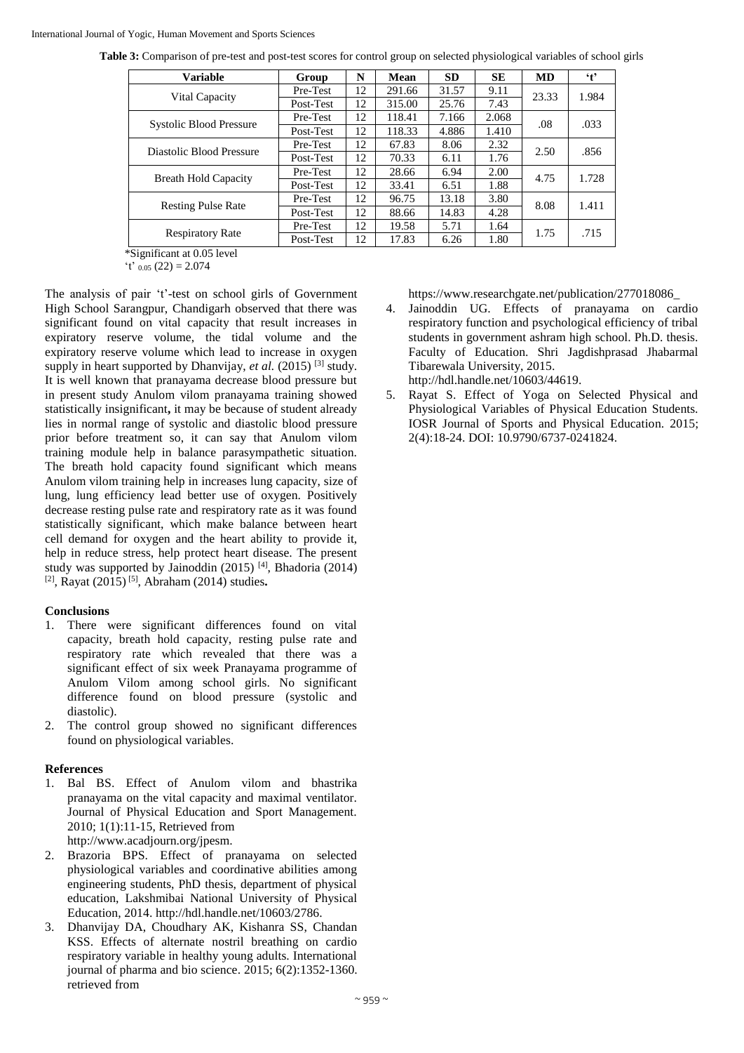**Table 3:** Comparison of pre-test and post-test scores for control group on selected physiological variables of school girls

| Variable | Group | N | Mean | SD | SE | MD | 't' |
|---|---|---|---|---|---|---|---|
| Vital Capacity | Pre-Test | 12 | 291.66 | 31.57 | 9.11 | 23.33 | 1.984 |
| | Post-Test | 12 | 315.00 | 25.76 | 7.43 | | |
| Systolic Blood Pressure | Pre-Test | 12 | 118.41 | 7.166 | 2.068 | .08 | .033 |
| | Post-Test | 12 | 118.33 | 4.886 | 1.410 | | |
| Diastolic Blood Pressure | Pre-Test | 12 | 67.83 | 8.06 | 2.32 | 2.50 | .856 |
| | Post-Test | 12 | 70.33 | 6.11 | 1.76 | | |
| Breath Hold Capacity | Pre-Test | 12 | 28.66 | 6.94 | 2.00 | 4.75 | 1.728 |
| | Post-Test | 12 | 33.41 | 6.51 | 1.88 | | |
| Resting Pulse Rate | Pre-Test | 12 | 96.75 | 13.18 | 3.80 | 8.08 | 1.411 |
| | Post-Test | 12 | 88.66 | 14.83 | 4.28 | | |
| Respiratory Rate | Pre-Test | 12 | 19.58 | 5.71 | 1.64 | 1.75 | .715 |
| | Post-Test | 12 | 17.83 | 6.26 | 1.80 | | |

*Significant at 0.05 level

't' $_{0.05}$ (22) = 2.074

The analysis of pair 't'-test on school girls of Government High School Sarangpur, Chandigarh observed that there was significant found on vital capacity that result increases in expiratory reserve volume, the tidal volume and the expiratory reserve volume which lead to increase in oxygen supply in heart supported by Dhanvijay, *et al.* (2015) [3] study. It is well known that pranayama decrease blood pressure but in present study Anulom vilom pranayama training showed statistically insignificant**,** it may be because of student already lies in normal range of systolic and diastolic blood pressure prior before treatment so, it can say that Anulom vilom training module help in balance parasympathetic situation. The breath hold capacity found significant which means Anulom vilom training help in increases lung capacity, size of lung, lung efficiency lead better use of oxygen. Positively decrease resting pulse rate and respiratory rate as it was found statistically significant, which make balance between heart cell demand for oxygen and the heart ability to provide it, help in reduce stress, help protect heart disease. The present study was supported by Jainoddin (2015) [4], Bhadoria (2014) [2], Rayat (2015) [5], Abraham (2014) studies**.**

## Conclusions

1. There were significant differences found on vital capacity, breath hold capacity, resting pulse rate and respiratory rate which revealed that there was a significant effect of six week Pranayama programme of Anulom Vilom among school girls. No significant difference found on blood pressure (systolic and diastolic).
2. The control group showed no significant differences found on physiological variables.

## References

1. Bal BS. Effect of Anulom vilom and bhastrika pranayama on the vital capacity and maximal ventilator. Journal of Physical Education and Sport Management. 2010; 1(1):11-15, Retrieved from http://www.acadjourn.org/jpesm.
2. Brazoria BPS. Effect of pranayama on selected physiological variables and coordinative abilities among engineering students, PhD thesis, department of physical education, Lakshmibai National University of Physical Education, 2014. http://hdl.handle.net/10603/2786.
3. Dhanvijay DA, Choudhary AK, Kishanra SS, Chandan KSS. Effects of alternate nostril breathing on cardio respiratory variable in healthy young adults. International journal of pharma and bio science. 2015; 6(2):1352-1360. retrieved from https://www.researchgate.net/publication/277018086_
4. Jainoddin UG. Effects of pranayama on cardio respiratory function and psychological efficiency of tribal students in government ashram high school. Ph.D. thesis. Faculty of Education. Shri Jagdishprasad Jhabarmal Tibarewala University, 2015. http://hdl.handle.net/10603/44619.
5. Rayat S. Effect of Yoga on Selected Physical and Physiological Variables of Physical Education Students. IOSR Journal of Sports and Physical Education. 2015; 2(4):18-24. DOI: 10.9790/6737-0241824.